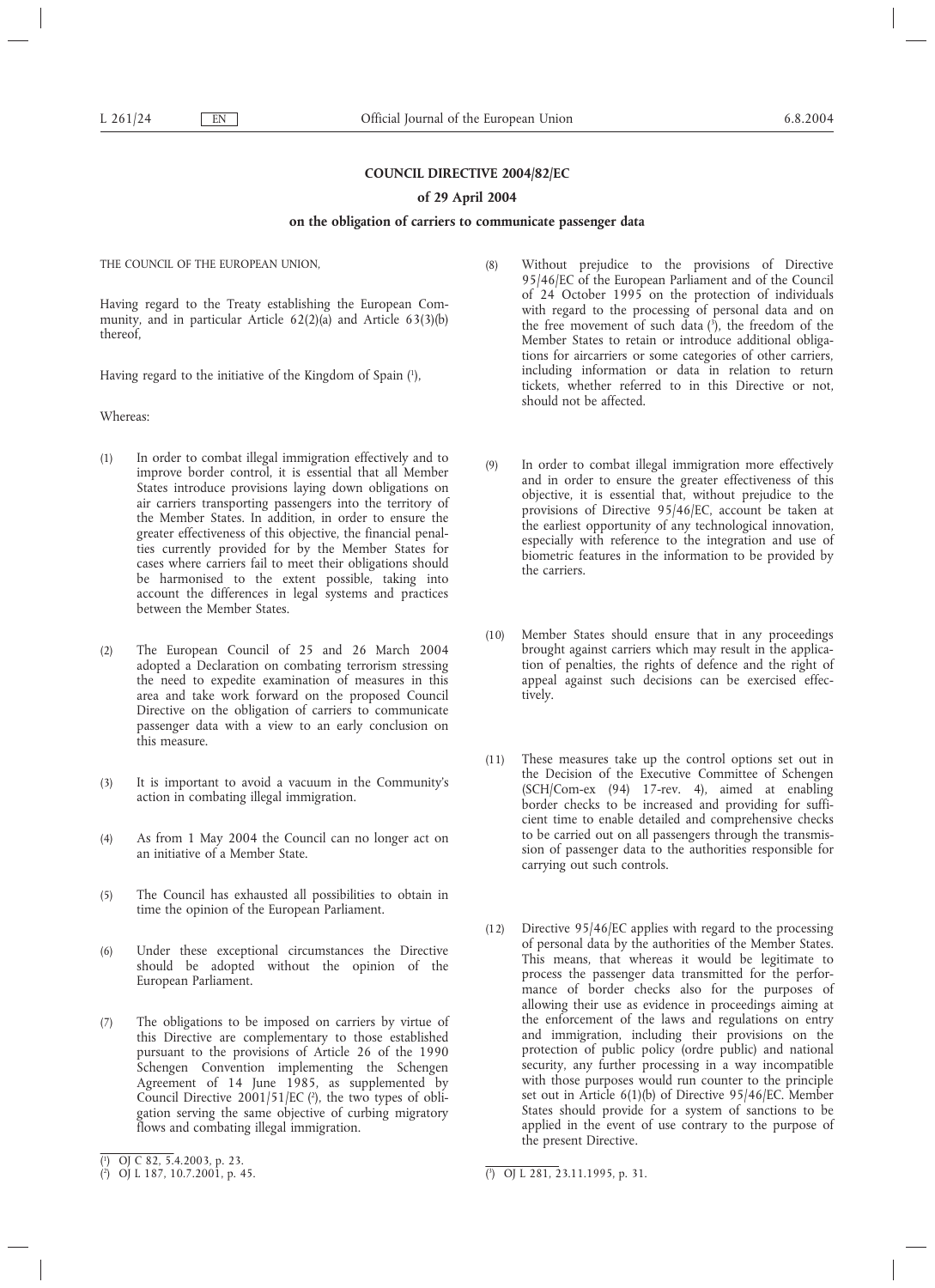# COUNCIL DIRECTIVE 2004/82/EC

## of 29 April 2004

## on the obligation of carriers to communicate passenger data

THE COUNCIL OF THE EUROPEAN UNION,

Having regard to the Treaty establishing the European Community, and in particular Article 62(2)(a) and Article 63(3)(b) thereof,

Having regard to the initiative of the Kingdom of Spain [1],

Whereas:

(1) In order to combat illegal immigration effectively and to improve border control, it is essential that all Member States introduce provisions laying down obligations on air carriers transporting passengers into the territory of the Member States. In addition, in order to ensure the greater effectiveness of this objective, the financial penalties currently provided for by the Member States for cases where carriers fail to meet their obligations should be harmonised to the extent possible, taking into account the differences in legal systems and practices between the Member States.

(2) The European Council of 25 and 26 March 2004 adopted a Declaration on combating terrorism stressing the need to expedite examination of measures in this area and take work forward on the proposed Council Directive on the obligation of carriers to communicate passenger data with a view to an early conclusion on this measure.

(3) It is important to avoid a vacuum in the Community's action in combating illegal immigration.

(4) As from 1 May 2004 the Council can no longer act on an initiative of a Member State.

(5) The Council has exhausted all possibilities to obtain in time the opinion of the European Parliament.

(6) Under these exceptional circumstances the Directive should be adopted without the opinion of the European Parliament.

(7) The obligations to be imposed on carriers by virtue of this Directive are complementary to those established pursuant to the provisions of Article 26 of the 1990 Schengen Convention implementing the Schengen Agreement of 14 June 1985, as supplemented by Council Directive 2001/51/EC [2], the two types of obligation serving the same objective of curbing migratory flows and combating illegal immigration.

(8) Without prejudice to the provisions of Directive 95/46/EC of the European Parliament and of the Council of 24 October 1995 on the protection of individuals with regard to the processing of personal data and on the free movement of such data [3], the freedom of the Member States to retain or introduce additional obligations for aircarriers or some categories of other carriers, including information or data in relation to return tickets, whether referred to in this Directive or not, should not be affected.

(9) In order to combat illegal immigration more effectively and in order to ensure the greater effectiveness of this objective, it is essential that, without prejudice to the provisions of Directive 95/46/EC, account be taken at the earliest opportunity of any technological innovation, especially with reference to the integration and use of biometric features in the information to be provided by the carriers.

(10) Member States should ensure that in any proceedings brought against carriers which may result in the application of penalties, the rights of defence and the right of appeal against such decisions can be exercised effectively.

(11) These measures take up the control options set out in the Decision of the Executive Committee of Schengen (SCH/Com-ex (94) 17-rev. 4), aimed at enabling border checks to be increased and providing for sufficient time to enable detailed and comprehensive checks to be carried out on all passengers through the transmission of passenger data to the authorities responsible for carrying out such controls.

(12) Directive 95/46/EC applies with regard to the processing of personal data by the authorities of the Member States. This means, that whereas it would be legitimate to process the passenger data transmitted for the performance of border checks also for the purposes of allowing their use as evidence in proceedings aiming at the enforcement of the laws and regulations on entry and immigration, including their provisions on the protection of public policy (ordre public) and national security, any further processing in a way incompatible with those purposes would run counter to the principle set out in Article 6(1)(b) of Directive 95/46/EC. Member States should provide for a system of sanctions to be applied in the event of use contrary to the purpose of the present Directive.

---

[1] OJ C 82, 5.4.2003, p. 23.

[2] OJ L 187, 10.7.2001, p. 45.

[3] OJ L 281, 23.11.1995, p. 31.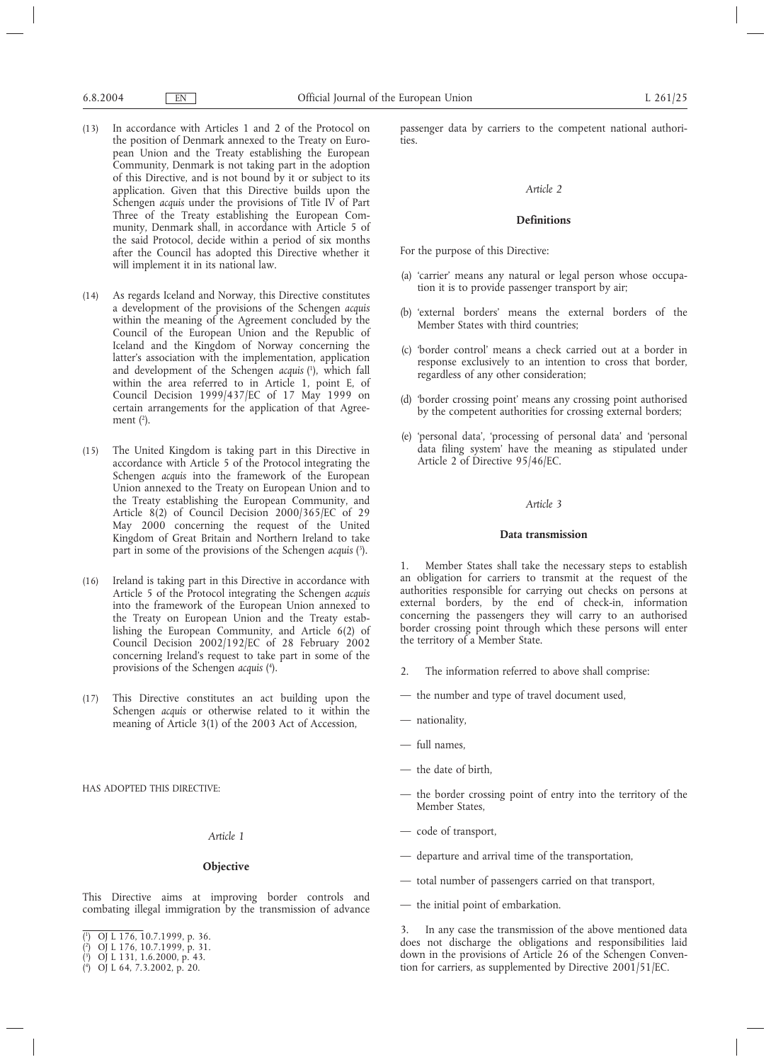(13) In accordance with Articles 1 and 2 of the Protocol on the position of Denmark annexed to the Treaty on European Union and the Treaty establishing the European Community, Denmark is not taking part in the adoption of this Directive, and is not bound by it or subject to its application. Given that this Directive builds upon the Schengen *acquis* under the provisions of Title IV of Part Three of the Treaty establishing the European Community, Denmark shall, in accordance with Article 5 of the said Protocol, decide within a period of six months after the Council has adopted this Directive whether it will implement it in its national law.

(14) As regards Iceland and Norway, this Directive constitutes a development of the provisions of the Schengen *acquis* within the meaning of the Agreement concluded by the Council of the European Union and the Republic of Iceland and the Kingdom of Norway concerning the latter's association with the implementation, application and development of the Schengen *acquis* [1], which fall within the area referred to in Article 1, point E, of Council Decision 1999/437/EC of 17 May 1999 on certain arrangements for the application of that Agreement [2].

(15) The United Kingdom is taking part in this Directive in accordance with Article 5 of the Protocol integrating the Schengen *acquis* into the framework of the European Union annexed to the Treaty on European Union and to the Treaty establishing the European Community, and Article 8(2) of Council Decision 2000/365/EC of 29 May 2000 concerning the request of the United Kingdom of Great Britain and Northern Ireland to take part in some of the provisions of the Schengen *acquis* [3].

(16) Ireland is taking part in this Directive in accordance with Article 5 of the Protocol integrating the Schengen *acquis* into the framework of the European Union annexed to the Treaty on European Union and the Treaty establishing the European Community, and Article 6(2) of Council Decision 2002/192/EC of 28 February 2002 concerning Ireland's request to take part in some of the provisions of the Schengen *acquis* [4].

(17) This Directive constitutes an act building upon the Schengen *acquis* or otherwise related to it within the meaning of Article 3(1) of the 2003 Act of Accession,

HAS ADOPTED THIS DIRECTIVE:

*Article 1*

**Objective**

This Directive aims at improving border controls and combating illegal immigration by the transmission of advance passenger data by carriers to the competent national authorities.

*Article 2*

**Definitions**

For the purpose of this Directive:

(a) 'carrier' means any natural or legal person whose occupation it is to provide passenger transport by air;

(b) 'external borders' means the external borders of the Member States with third countries;

(c) 'border control' means a check carried out at a border in response exclusively to an intention to cross that border, regardless of any other consideration;

(d) 'border crossing point' means any crossing point authorised by the competent authorities for crossing external borders;

(e) 'personal data', 'processing of personal data' and 'personal data filing system' have the meaning as stipulated under Article 2 of Directive 95/46/EC.

*Article 3*

**Data transmission**

1. Member States shall take the necessary steps to establish an obligation for carriers to transmit at the request of the authorities responsible for carrying out checks on persons at external borders, by the end of check-in, information concerning the passengers they will carry to an authorised border crossing point through which these persons will enter the territory of a Member State.

2. The information referred to above shall comprise:

— the number and type of travel document used,

— nationality,

— full names,

— the date of birth,

— the border crossing point of entry into the territory of the Member States,

— code of transport,

— departure and arrival time of the transportation,

— total number of passengers carried on that transport,

— the initial point of embarkation.

3. In any case the transmission of the above mentioned data does not discharge the obligations and responsibilities laid down in the provisions of Article 26 of the Schengen Convention for carriers, as supplemented by Directive 2001/51/EC.

---

[1] OJ L 176, 10.7.1999, p. 36.
[2] OJ L 176, 10.7.1999, p. 31.
[3] OJ L 131, 1.6.2000, p. 43.
[4] OJ L 64, 7.3.2002, p. 20.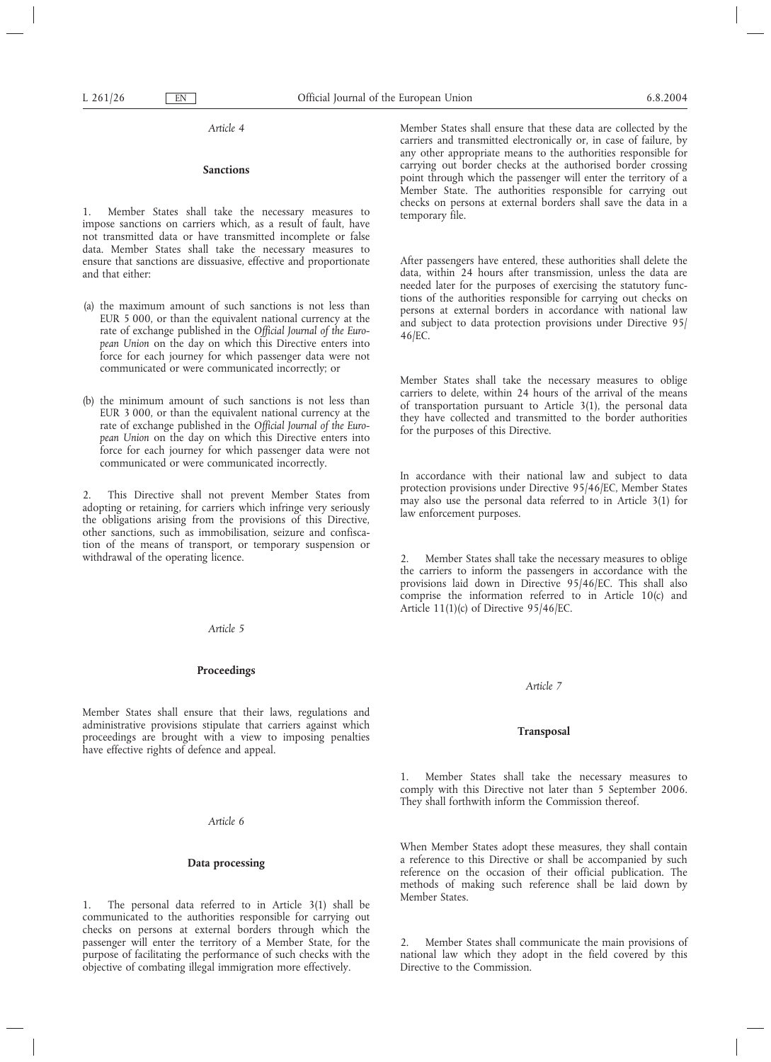*Article 4*

**Sanctions**

1. Member States shall take the necessary measures to impose sanctions on carriers which, as a result of fault, have not transmitted data or have transmitted incomplete or false data. Member States shall take the necessary measures to ensure that sanctions are dissuasive, effective and proportionate and that either:

(a) the maximum amount of such sanctions is not less than EUR 5 000, or than the equivalent national currency at the rate of exchange published in the *Official Journal of the European Union* on the day on which this Directive enters into force for each journey for which passenger data were not communicated or were communicated incorrectly; or

(b) the minimum amount of such sanctions is not less than EUR 3 000, or than the equivalent national currency at the rate of exchange published in the *Official Journal of the European Union* on the day on which this Directive enters into force for each journey for which passenger data were not communicated or were communicated incorrectly.

2. This Directive shall not prevent Member States from adopting or retaining, for carriers which infringe very seriously the obligations arising from the provisions of this Directive, other sanctions, such as immobilisation, seizure and confiscation of the means of transport, or temporary suspension or withdrawal of the operating licence.

*Article 5*

**Proceedings**

Member States shall ensure that their laws, regulations and administrative provisions stipulate that carriers against which proceedings are brought with a view to imposing penalties have effective rights of defence and appeal.

*Article 6*

**Data processing**

1. The personal data referred to in Article 3(1) shall be communicated to the authorities responsible for carrying out checks on persons at external borders through which the passenger will enter the territory of a Member State, for the purpose of facilitating the performance of such checks with the objective of combating illegal immigration more effectively.

Member States shall ensure that these data are collected by the carriers and transmitted electronically or, in case of failure, by any other appropriate means to the authorities responsible for carrying out border checks at the authorised border crossing point through which the passenger will enter the territory of a Member State. The authorities responsible for carrying out checks on persons at external borders shall save the data in a temporary file.

After passengers have entered, these authorities shall delete the data, within 24 hours after transmission, unless the data are needed later for the purposes of exercising the statutory functions of the authorities responsible for carrying out checks on persons at external borders in accordance with national law and subject to data protection provisions under Directive 95/46/EC.

Member States shall take the necessary measures to oblige carriers to delete, within 24 hours of the arrival of the means of transportation pursuant to Article 3(1), the personal data they have collected and transmitted to the border authorities for the purposes of this Directive.

In accordance with their national law and subject to data protection provisions under Directive 95/46/EC, Member States may also use the personal data referred to in Article 3(1) for law enforcement purposes.

2. Member States shall take the necessary measures to oblige the carriers to inform the passengers in accordance with the provisions laid down in Directive 95/46/EC. This shall also comprise the information referred to in Article 10(c) and Article 11(1)(c) of Directive 95/46/EC.

*Article 7*

**Transposal**

1. Member States shall take the necessary measures to comply with this Directive not later than 5 September 2006. They shall forthwith inform the Commission thereof.

When Member States adopt these measures, they shall contain a reference to this Directive or shall be accompanied by such reference on the occasion of their official publication. The methods of making such reference shall be laid down by Member States.

2. Member States shall communicate the main provisions of national law which they adopt in the field covered by this Directive to the Commission.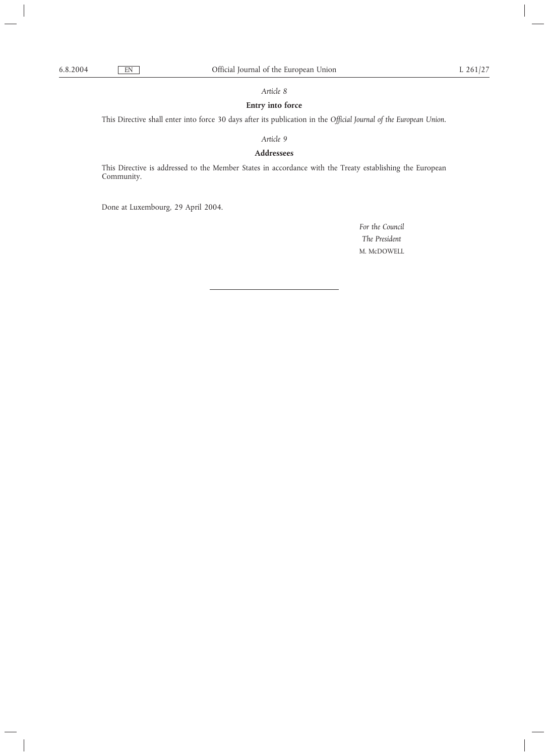*Article 8*

**Entry into force**

This Directive shall enter into force 30 days after its publication in the *Official Journal of the European Union*.

*Article 9*

**Addressees**

This Directive is addressed to the Member States in accordance with the Treaty establishing the European Community.

Done at Luxembourg, 29 April 2004.

*For the Council*

*The President*

M. McDOWELL